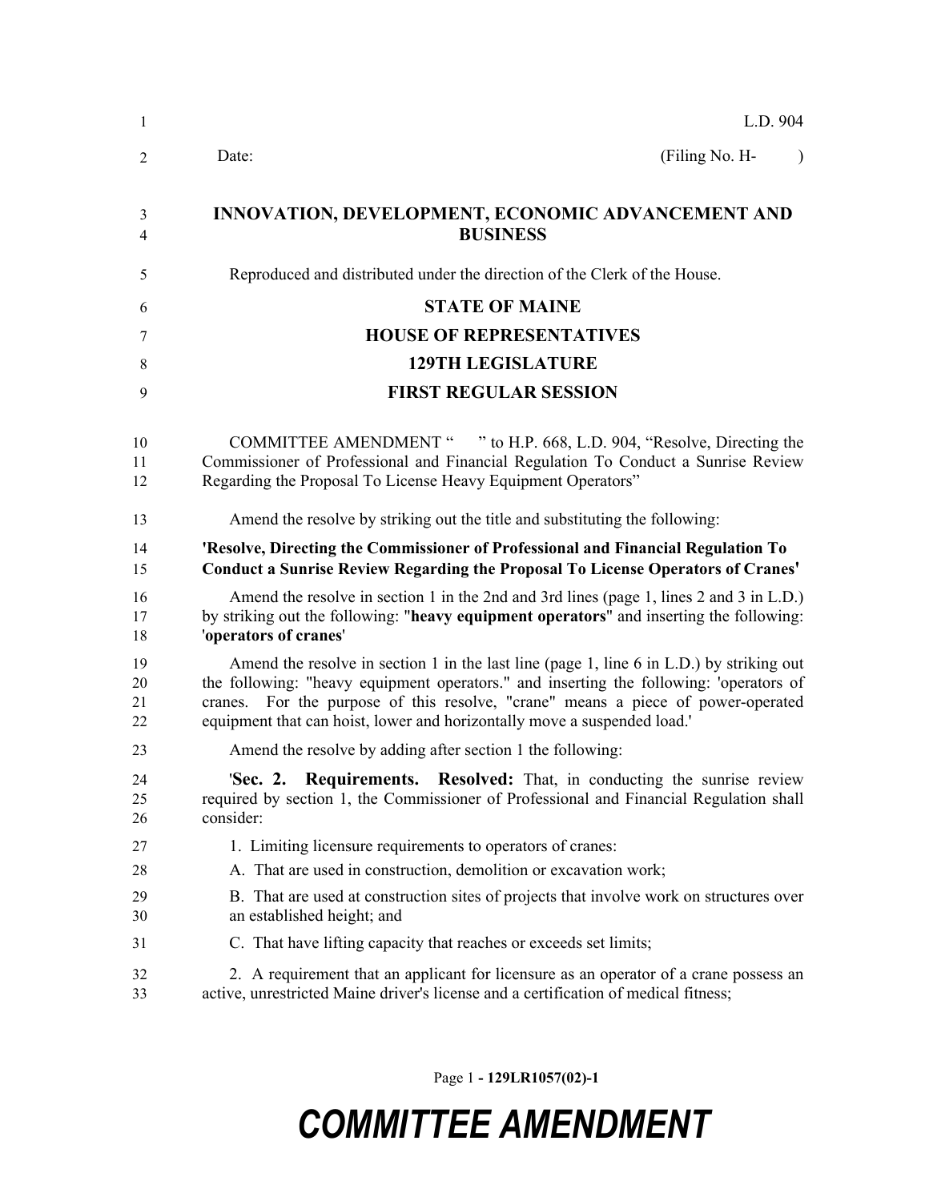L.D. 904

Date: (Filing No. H- )

# INNOVATION, DEVELOPMENT, ECONOMIC ADVANCEMENT AND BUSINESS

Reproduced and distributed under the direction of the Clerk of the House.

**STATE OF MAINE**

**HOUSE OF REPRESENTATIVES**

**129TH LEGISLATURE**

**FIRST REGULAR SESSION**

COMMITTEE AMENDMENT " " to H.P. 668, L.D. 904, "Resolve, Directing the Commissioner of Professional and Financial Regulation To Conduct a Sunrise Review Regarding the Proposal To License Heavy Equipment Operators"

Amend the resolve by striking out the title and substituting the following:

**'Resolve, Directing the Commissioner of Professional and Financial Regulation To Conduct a Sunrise Review Regarding the Proposal To License Operators of Cranes'**

Amend the resolve in section 1 in the 2nd and 3rd lines (page 1, lines 2 and 3 in L.D.) by striking out the following: "**heavy equipment operators**" and inserting the following: '**operators of cranes**'

Amend the resolve in section 1 in the last line (page 1, line 6 in L.D.) by striking out the following: "heavy equipment operators." and inserting the following: 'operators of cranes. For the purpose of this resolve, "crane" means a piece of power-operated equipment that can hoist, lower and horizontally move a suspended load.'

Amend the resolve by adding after section 1 the following:

'**Sec. 2. Requirements. Resolved:** That, in conducting the sunrise review required by section 1, the Commissioner of Professional and Financial Regulation shall consider:

1. Limiting licensure requirements to operators of cranes:

A. That are used in construction, demolition or excavation work;

B. That are used at construction sites of projects that involve work on structures over an established height; and

C. That have lifting capacity that reaches or exceeds set limits;

2. A requirement that an applicant for licensure as an operator of a crane possess an active, unrestricted Maine driver's license and a certification of medical fitness;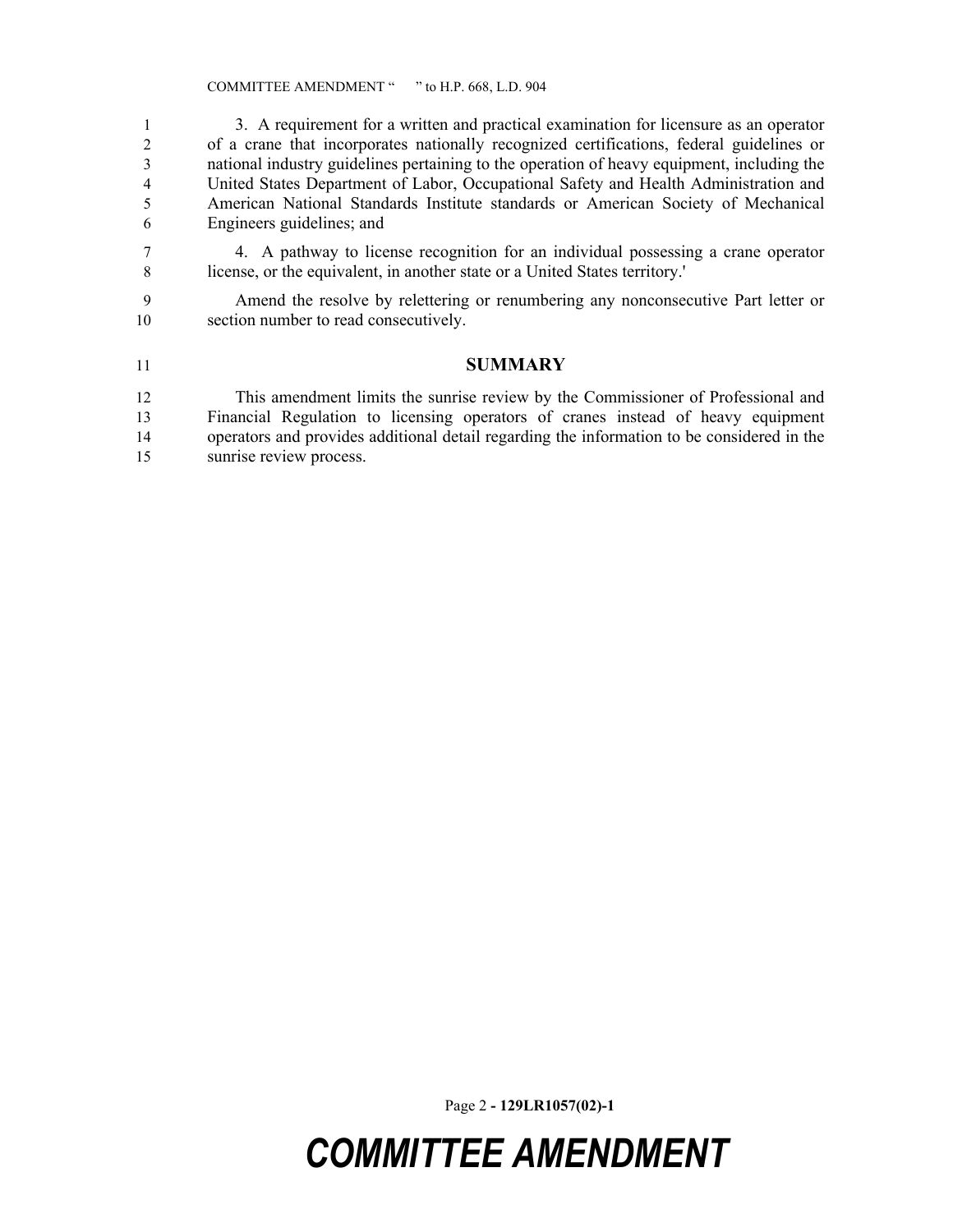3. A requirement for a written and practical examination for licensure as an operator of a crane that incorporates nationally recognized certifications, federal guidelines or national industry guidelines pertaining to the operation of heavy equipment, including the United States Department of Labor, Occupational Safety and Health Administration and American National Standards Institute standards or American Society of Mechanical Engineers guidelines; and

4. A pathway to license recognition for an individual possessing a crane operator license, or the equivalent, in another state or a United States territory.'

Amend the resolve by relettering or renumbering any nonconsecutive Part letter or section number to read consecutively.

## SUMMARY

This amendment limits the sunrise review by the Commissioner of Professional and Financial Regulation to licensing operators of cranes instead of heavy equipment operators and provides additional detail regarding the information to be considered in the sunrise review process.